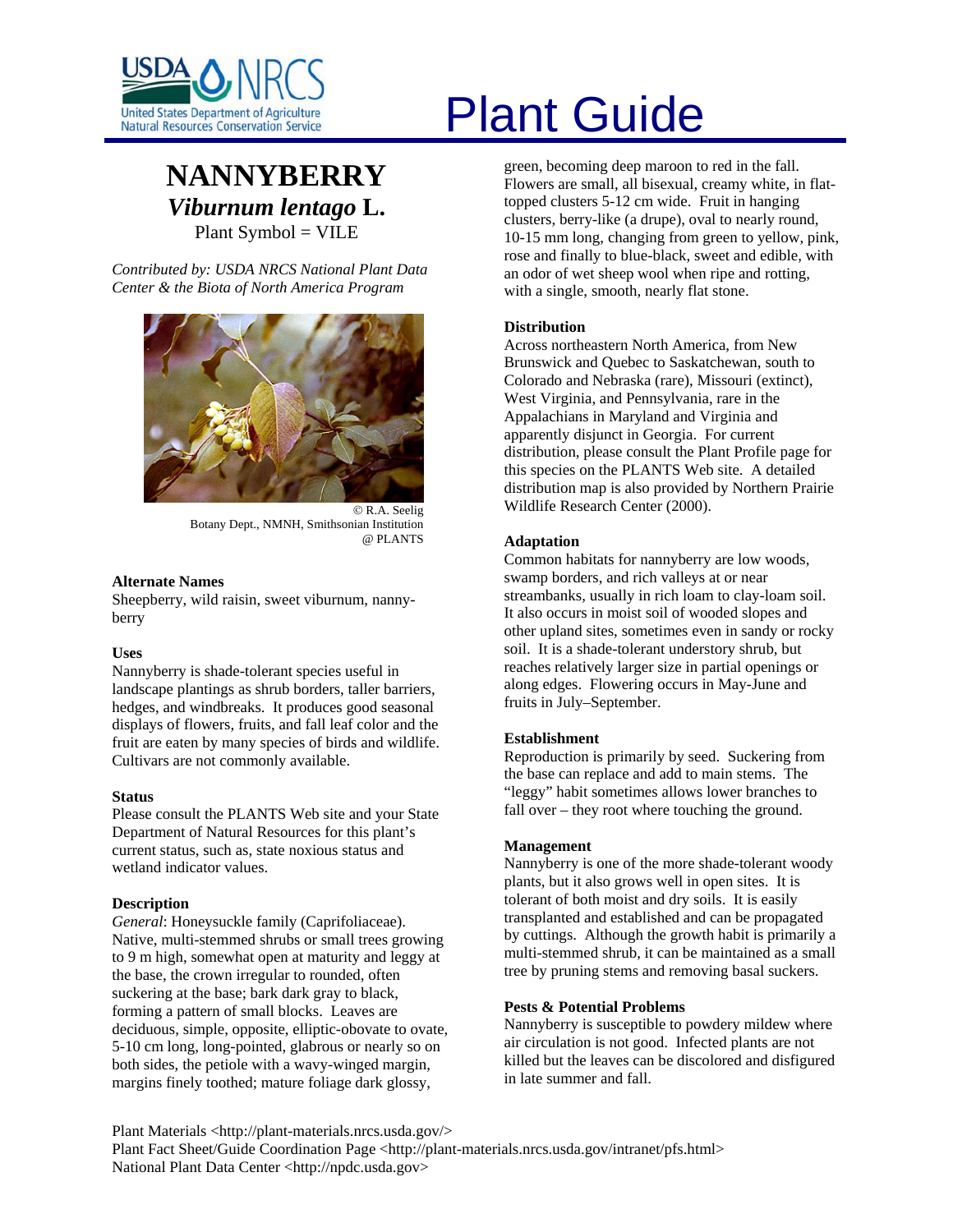# Plant Guide

## NANNYBERRY
## *Viburnum lentago* L.

Plant Symbol = VILE

*Contributed by: USDA NRCS National Plant Data Center & the Biota of North America Program*

© R.A. Seelig
Botany Dept., NMNH, Smithsonian Institution
@ PLANTS

### Alternate Names

Sheepberry, wild raisin, sweet viburnum, nanny-berry

### Uses

Nannyberry is shade-tolerant species useful in landscape plantings as shrub borders, taller barriers, hedges, and windbreaks. It produces good seasonal displays of flowers, fruits, and fall leaf color and the fruit are eaten by many species of birds and wildlife. Cultivars are not commonly available.

### Status

Please consult the PLANTS Web site and your State Department of Natural Resources for this plant's current status, such as, state noxious status and wetland indicator values.

### Description

*General*: Honeysuckle family (Caprifoliaceae). Native, multi-stemmed shrubs or small trees growing to 9 m high, somewhat open at maturity and leggy at the base, the crown irregular to rounded, often suckering at the base; bark dark gray to black, forming a pattern of small blocks. Leaves are deciduous, simple, opposite, elliptic-obovate to ovate, 5-10 cm long, long-pointed, glabrous or nearly so on both sides, the petiole with a wavy-winged margin, margins finely toothed; mature foliage dark glossy, green, becoming deep maroon to red in the fall. Flowers are small, all bisexual, creamy white, in flat-topped clusters 5-12 cm wide. Fruit in hanging clusters, berry-like (a drupe), oval to nearly round, 10-15 mm long, changing from green to yellow, pink, rose and finally to blue-black, sweet and edible, with an odor of wet sheep wool when ripe and rotting, with a single, smooth, nearly flat stone.

### Distribution

Across northeastern North America, from New Brunswick and Quebec to Saskatchewan, south to Colorado and Nebraska (rare), Missouri (extinct), West Virginia, and Pennsylvania, rare in the Appalachians in Maryland and Virginia and apparently disjunct in Georgia. For current distribution, please consult the Plant Profile page for this species on the PLANTS Web site. A detailed distribution map is also provided by Northern Prairie Wildlife Research Center (2000).

### Adaptation

Common habitats for nannyberry are low woods, swamp borders, and rich valleys at or near streambanks, usually in rich loam to clay-loam soil. It also occurs in moist soil of wooded slopes and other upland sites, sometimes even in sandy or rocky soil. It is a shade-tolerant understory shrub, but reaches relatively larger size in partial openings or along edges. Flowering occurs in May-June and fruits in July–September.

### Establishment

Reproduction is primarily by seed. Suckering from the base can replace and add to main stems. The "leggy" habit sometimes allows lower branches to fall over – they root where touching the ground.

### Management

Nannyberry is one of the more shade-tolerant woody plants, but it also grows well in open sites. It is tolerant of both moist and dry soils. It is easily transplanted and established and can be propagated by cuttings. Although the growth habit is primarily a multi-stemmed shrub, it can be maintained as a small tree by pruning stems and removing basal suckers.

### Pests & Potential Problems

Nannyberry is susceptible to powdery mildew where air circulation is not good. Infected plants are not killed but the leaves can be discolored and disfigured in late summer and fall.

Plant Materials <http://plant-materials.nrcs.usda.gov/>
Plant Fact Sheet/Guide Coordination Page <http://plant-materials.nrcs.usda.gov/intranet/pfs.html>
National Plant Data Center <http://npdc.usda.gov>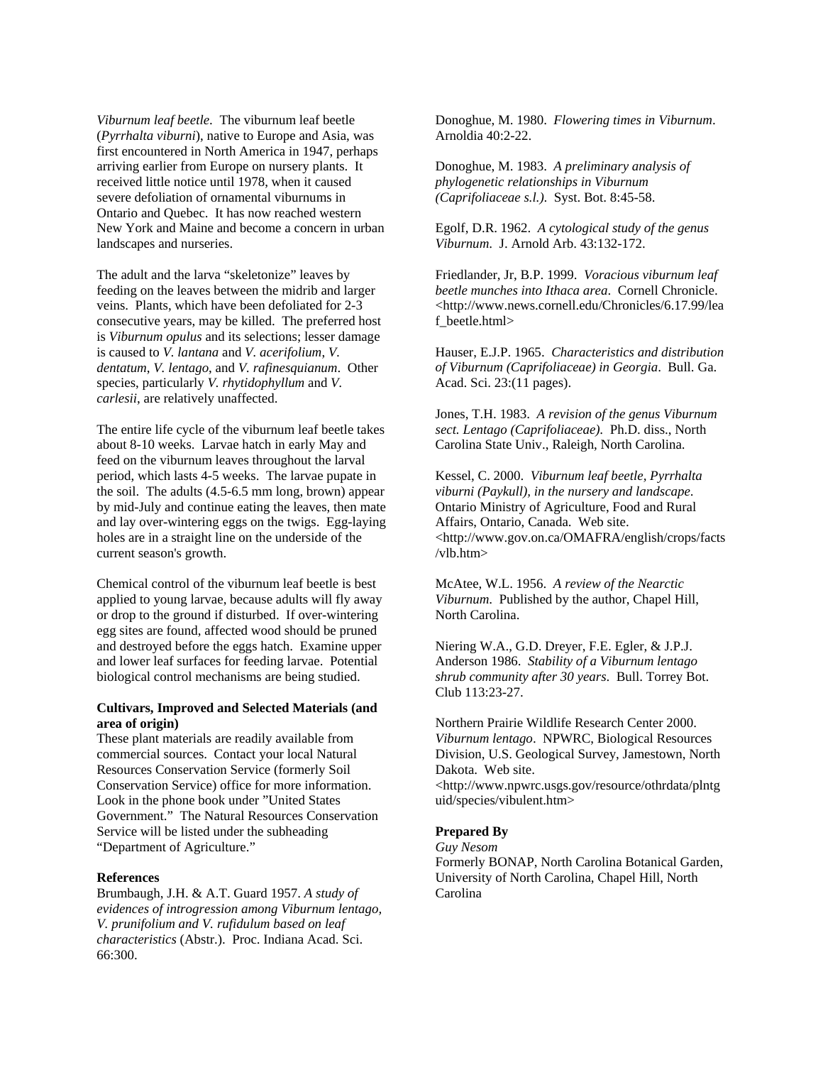*Viburnum leaf beetle*. The viburnum leaf beetle (*Pyrrhalta viburni*), native to Europe and Asia, was first encountered in North America in 1947, perhaps arriving earlier from Europe on nursery plants. It received little notice until 1978, when it caused severe defoliation of ornamental viburnums in Ontario and Quebec. It has now reached western New York and Maine and become a concern in urban landscapes and nurseries.

The adult and the larva "skeletonize" leaves by feeding on the leaves between the midrib and larger veins. Plants, which have been defoliated for 2-3 consecutive years, may be killed. The preferred host is *Viburnum opulus* and its selections; lesser damage is caused to *V. lantana* and *V. acerifolium*, *V. dentatum*, *V. lentago*, and *V. rafinesquianum*. Other species, particularly *V. rhytidophyllum* and *V. carlesii*, are relatively unaffected.

The entire life cycle of the viburnum leaf beetle takes about 8-10 weeks. Larvae hatch in early May and feed on the viburnum leaves throughout the larval period, which lasts 4-5 weeks. The larvae pupate in the soil. The adults (4.5-6.5 mm long, brown) appear by mid-July and continue eating the leaves, then mate and lay over-wintering eggs on the twigs. Egg-laying holes are in a straight line on the underside of the current season's growth.

Chemical control of the viburnum leaf beetle is best applied to young larvae, because adults will fly away or drop to the ground if disturbed. If over-wintering egg sites are found, affected wood should be pruned and destroyed before the eggs hatch. Examine upper and lower leaf surfaces for feeding larvae. Potential biological control mechanisms are being studied.

**Cultivars, Improved and Selected Materials (and area of origin)**

These plant materials are readily available from commercial sources. Contact your local Natural Resources Conservation Service (formerly Soil Conservation Service) office for more information. Look in the phone book under "United States Government." The Natural Resources Conservation Service will be listed under the subheading "Department of Agriculture."

**References**

Brumbaugh, J.H. & A.T. Guard 1957. *A study of evidences of introgression among Viburnum lentago, V. prunifolium and V. rufidulum based on leaf characteristics* (Abstr.). Proc. Indiana Acad. Sci. 66:300.

Donoghue, M. 1980. *Flowering times in Viburnum*. Arnoldia 40:2-22.

Donoghue, M. 1983. *A preliminary analysis of phylogenetic relationships in Viburnum (Caprifoliaceae s.l.)*. Syst. Bot. 8:45-58.

Egolf, D.R. 1962. *A cytological study of the genus Viburnum*. J. Arnold Arb. 43:132-172.

Friedlander, Jr, B.P. 1999. *Voracious viburnum leaf beetle munches into Ithaca area*. Cornell Chronicle. <http://www.news.cornell.edu/Chronicles/6.17.99/leaf_beetle.html>

Hauser, E.J.P. 1965. *Characteristics and distribution of Viburnum (Caprifoliaceae) in Georgia*. Bull. Ga. Acad. Sci. 23:(11 pages).

Jones, T.H. 1983. *A revision of the genus Viburnum sect. Lentago (Caprifoliaceae)*. Ph.D. diss., North Carolina State Univ., Raleigh, North Carolina.

Kessel, C. 2000. *Viburnum leaf beetle, Pyrrhalta viburni (Paykull), in the nursery and landscape*. Ontario Ministry of Agriculture, Food and Rural Affairs, Ontario, Canada. Web site. <http://www.gov.on.ca/OMAFRA/english/crops/facts/vlb.htm>

McAtee, W.L. 1956. *A review of the Nearctic Viburnum*. Published by the author, Chapel Hill, North Carolina.

Niering W.A., G.D. Dreyer, F.E. Egler, & J.P.J. Anderson 1986. *Stability of a Viburnum lentago shrub community after 30 years*. Bull. Torrey Bot. Club 113:23-27.

Northern Prairie Wildlife Research Center 2000. *Viburnum lentago*. NPWRC, Biological Resources Division, U.S. Geological Survey, Jamestown, North Dakota. Web site. <http://www.npwrc.usgs.gov/resource/othrdata/plntguid/species/vibulent.htm>

**Prepared By**

*Guy Nesom*
Formerly BONAP, North Carolina Botanical Garden, University of North Carolina, Chapel Hill, North Carolina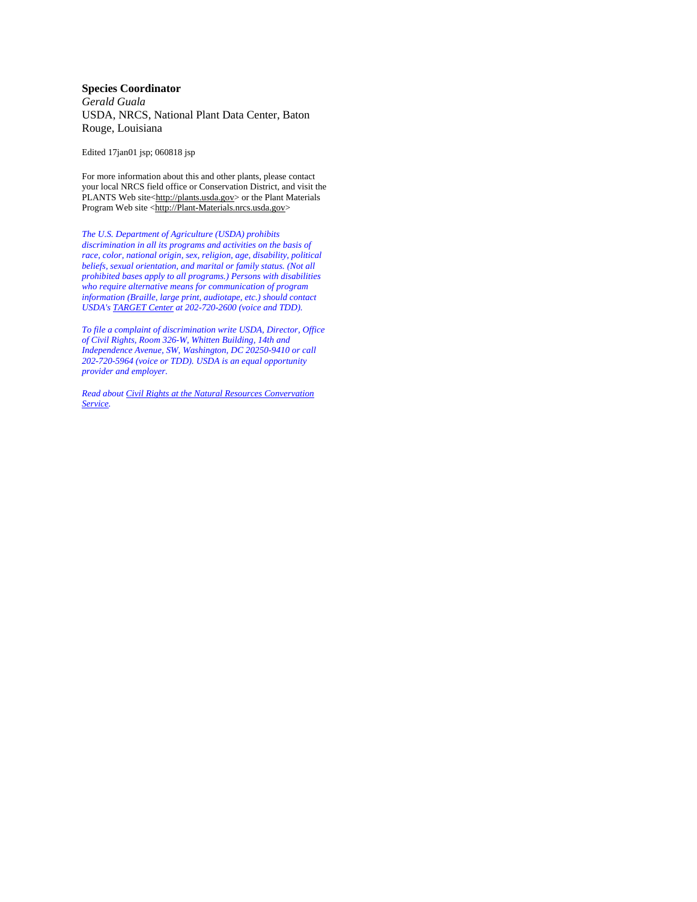**Species Coordinator**
*Gerald Guala*
USDA, NRCS, National Plant Data Center, Baton Rouge, Louisiana

Edited 17jan01 jsp; 060818 jsp

For more information about this and other plants, please contact your local NRCS field office or Conservation District, and visit the PLANTS Web site<http://plants.usda.gov> or the Plant Materials Program Web site <http://Plant-Materials.nrcs.usda.gov>

*The U.S. Department of Agriculture (USDA) prohibits discrimination in all its programs and activities on the basis of race, color, national origin, sex, religion, age, disability, political beliefs, sexual orientation, and marital or family status. (Not all prohibited bases apply to all programs.) Persons with disabilities who require alternative means for communication of program information (Braille, large print, audiotape, etc.) should contact USDA's TARGET Center at 202-720-2600 (voice and TDD).*

*To file a complaint of discrimination write USDA, Director, Office of Civil Rights, Room 326-W, Whitten Building, 14th and Independence Avenue, SW, Washington, DC 20250-9410 or call 202-720-5964 (voice or TDD). USDA is an equal opportunity provider and employer.*

*Read about Civil Rights at the Natural Resources Convervation Service.*